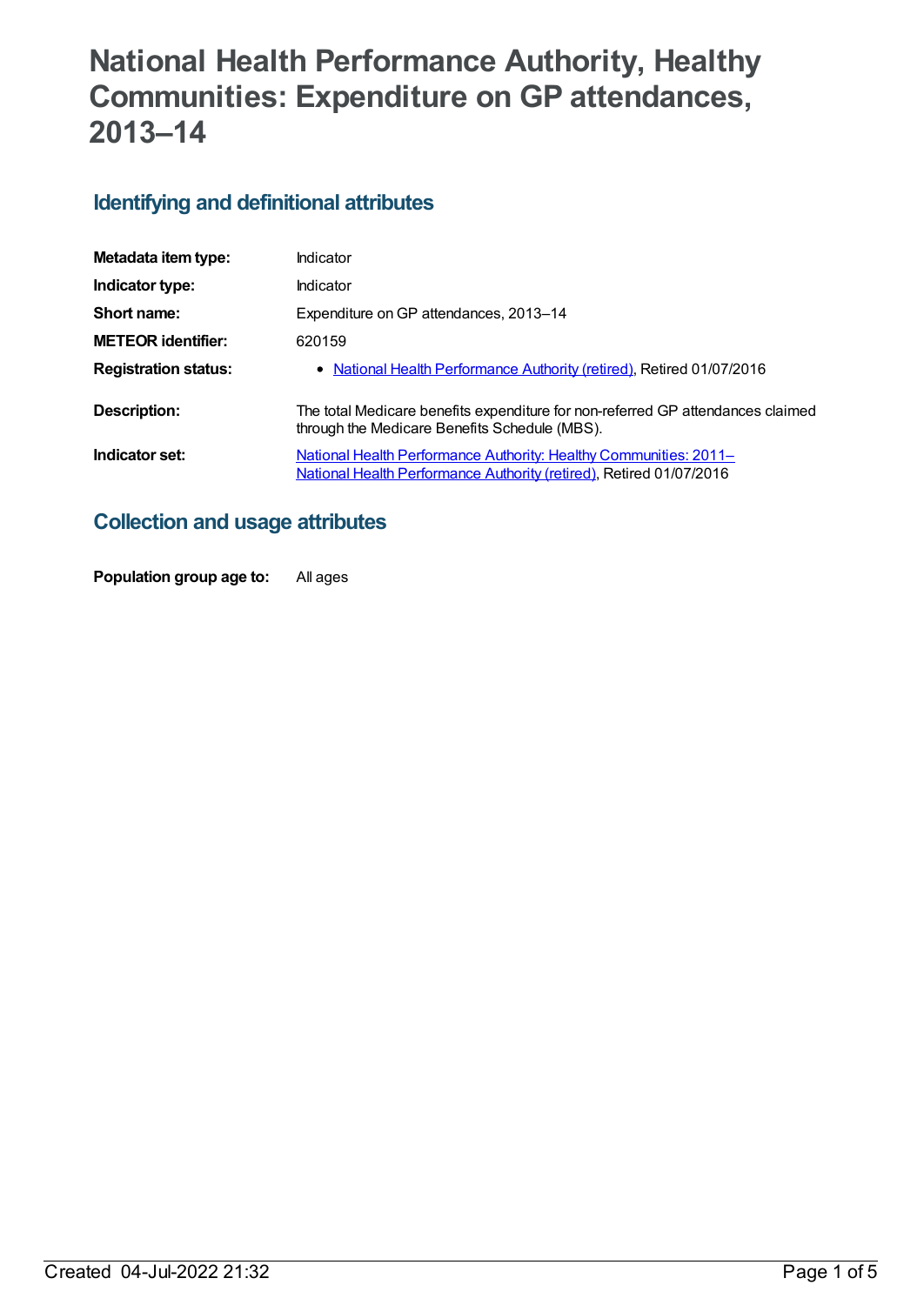# National Health Performance Authority, Healthy Communities: Expenditure on GP attendances, 2013–14

## Identifying and definitional attributes

| | |
|---|---|
| **Metadata item type:** | Indicator |
| **Indicator type:** | Indicator |
| **Short name:** | Expenditure on GP attendances, 2013–14 |
| **METEOR identifier:** | 620159 |
| **Registration status:** | • National Health Performance Authority (retired), Retired 01/07/2016 |
| **Description:** | The total Medicare benefits expenditure for non-referred GP attendances claimed through the Medicare Benefits Schedule (MBS). |
| **Indicator set:** | National Health Performance Authority: Healthy Communities: 2011– National Health Performance Authority (retired), Retired 01/07/2016 |

## Collection and usage attributes

| | |
|---|---|
| **Population group age to:** | All ages |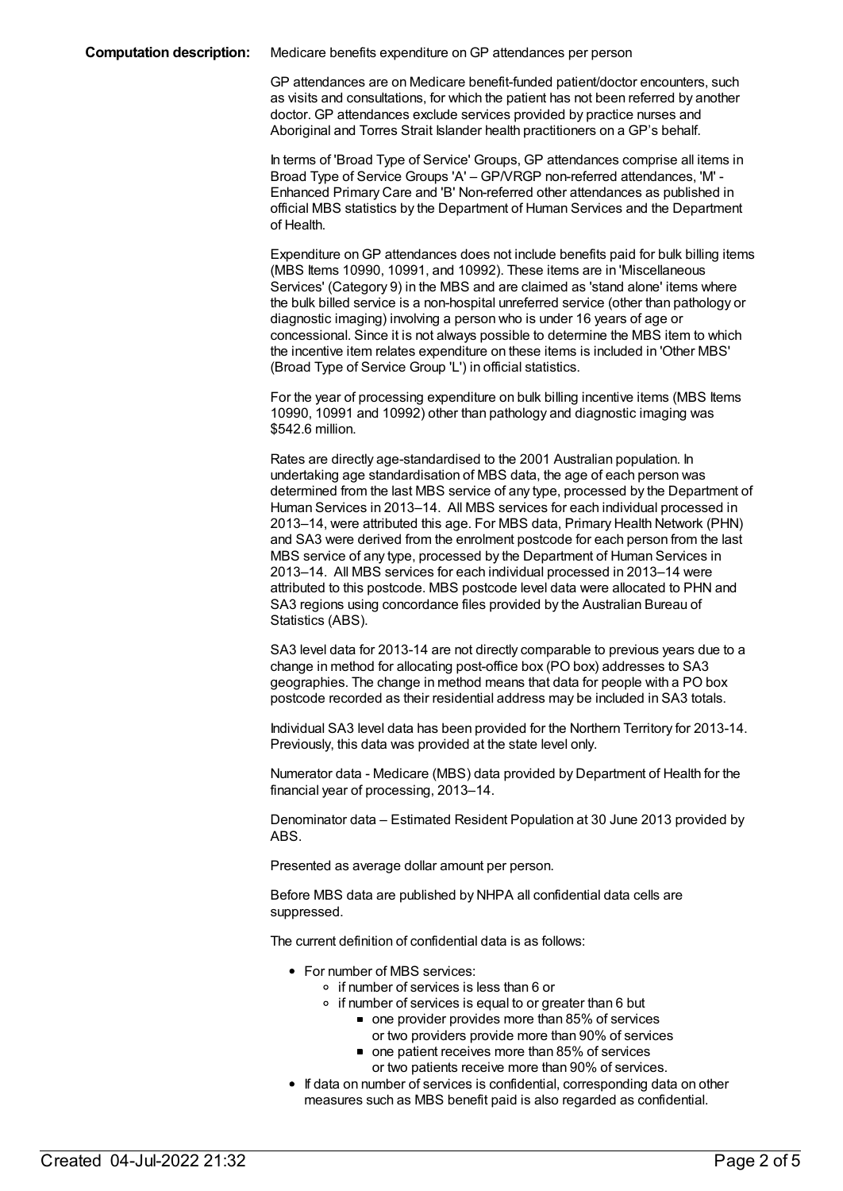**Computation description:** Medicare benefits expenditure on GP attendances per person

GP attendances are on Medicare benefit-funded patient/doctor encounters, such as visits and consultations, for which the patient has not been referred by another doctor. GP attendances exclude services provided by practice nurses and Aboriginal and Torres Strait Islander health practitioners on a GP's behalf.

In terms of 'Broad Type of Service' Groups, GP attendances comprise all items in Broad Type of Service Groups 'A' – GP/VRGP non-referred attendances, 'M' - Enhanced Primary Care and 'B' Non-referred other attendances as published in official MBS statistics by the Department of Human Services and the Department of Health.

Expenditure on GP attendances does not include benefits paid for bulk billing items (MBS Items 10990, 10991, and 10992). These items are in 'Miscellaneous Services' (Category 9) in the MBS and are claimed as 'stand alone' items where the bulk billed service is a non-hospital unreferred service (other than pathology or diagnostic imaging) involving a person who is under 16 years of age or concessional. Since it is not always possible to determine the MBS item to which the incentive item relates expenditure on these items is included in 'Other MBS' (Broad Type of Service Group 'L') in official statistics.

For the year of processing expenditure on bulk billing incentive items (MBS Items 10990, 10991 and 10992) other than pathology and diagnostic imaging was $542.6 million.

Rates are directly age-standardised to the 2001 Australian population. In undertaking age standardisation of MBS data, the age of each person was determined from the last MBS service of any type, processed by the Department of Human Services in 2013–14. All MBS services for each individual processed in 2013–14, were attributed this age. For MBS data, Primary Health Network (PHN) and SA3 were derived from the enrolment postcode for each person from the last MBS service of any type, processed by the Department of Human Services in 2013–14. All MBS services for each individual processed in 2013–14 were attributed to this postcode. MBS postcode level data were allocated to PHN and SA3 regions using concordance files provided by the Australian Bureau of Statistics (ABS).

SA3 level data for 2013-14 are not directly comparable to previous years due to a change in method for allocating post-office box (PO box) addresses to SA3 geographies. The change in method means that data for people with a PO box postcode recorded as their residential address may be included in SA3 totals.

Individual SA3 level data has been provided for the Northern Territory for 2013-14. Previously, this data was provided at the state level only.

Numerator data - Medicare (MBS) data provided by Department of Health for the financial year of processing, 2013–14.

Denominator data – Estimated Resident Population at 30 June 2013 provided by ABS.

Presented as average dollar amount per person.

Before MBS data are published by NHPA all confidential data cells are suppressed.

The current definition of confidential data is as follows:

- For number of MBS services:
  - if number of services is less than 6 or
  - if number of services is equal to or greater than 6 but
    - one provider provides more than 85% of services or two providers provide more than 90% of services
    - one patient receives more than 85% of services or two patients receive more than 90% of services.
- If data on number of services is confidential, corresponding data on other measures such as MBS benefit paid is also regarded as confidential.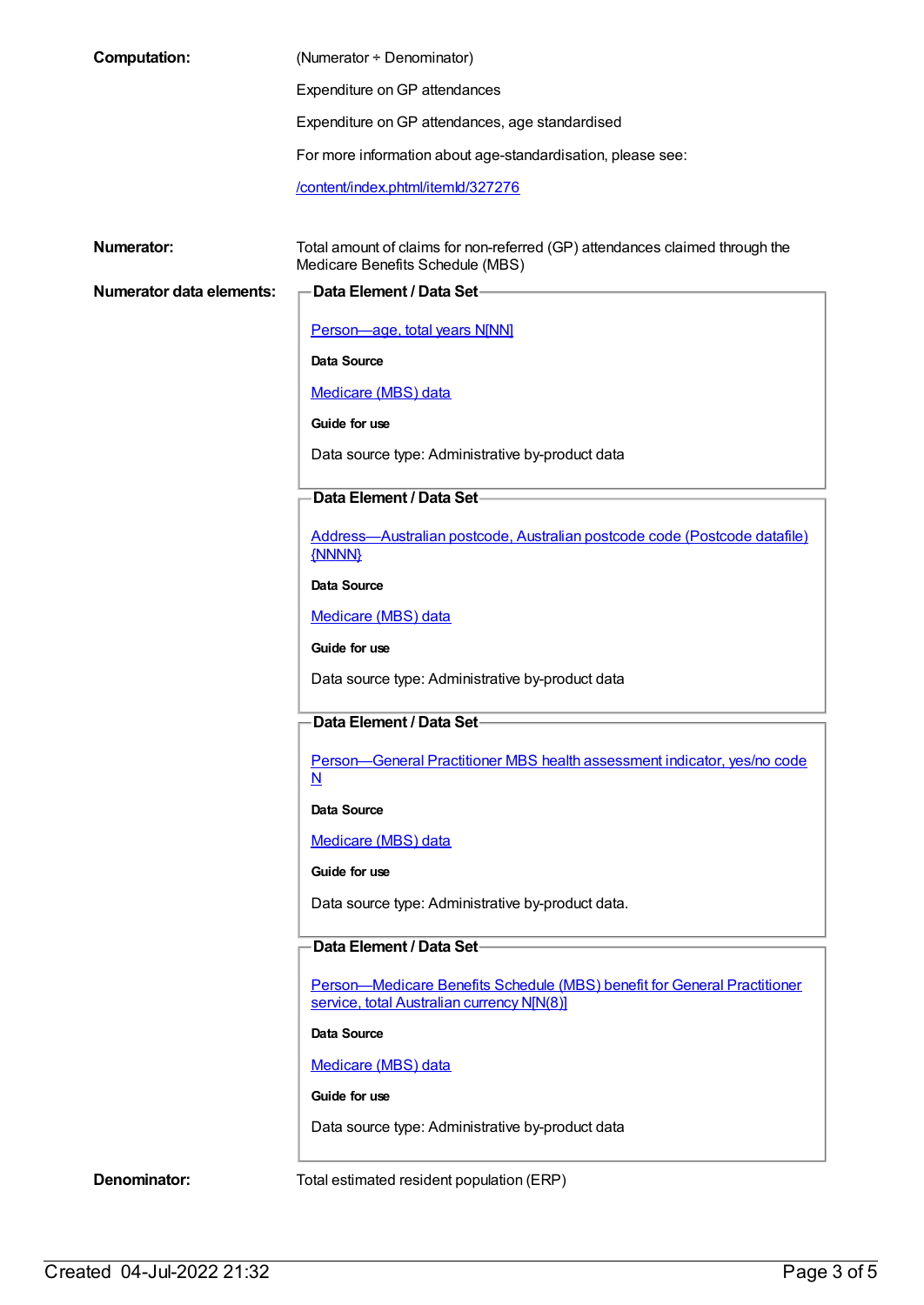**Computation:** (Numerator ÷ Denominator)

Expenditure on GP attendances

Expenditure on GP attendances, age standardised

For more information about age-standardisation, please see:

/content/index.phtml/itemId/327276

**Numerator:** Total amount of claims for non-referred (GP) attendances claimed through the Medicare Benefits Schedule (MBS)

**Numerator data elements:**

**Data Element / Data Set**

Person—age, total years N[NN]

**Data Source**

Medicare (MBS) data

**Guide for use**

Data source type: Administrative by-product data

**Data Element / Data Set**

Address—Australian postcode, Australian postcode code (Postcode datafile) {NNNN}

**Data Source**

Medicare (MBS) data

**Guide for use**

Data source type: Administrative by-product data

**Data Element / Data Set**

Person—General Practitioner MBS health assessment indicator, yes/no code N

**Data Source**

Medicare (MBS) data

**Guide for use**

Data source type: Administrative by-product data.

**Data Element / Data Set**

Person—Medicare Benefits Schedule (MBS) benefit for General Practitioner service, total Australian currency N[N(8)]

**Data Source**

Medicare (MBS) data

**Guide for use**

Data source type: Administrative by-product data

**Denominator:** Total estimated resident population (ERP)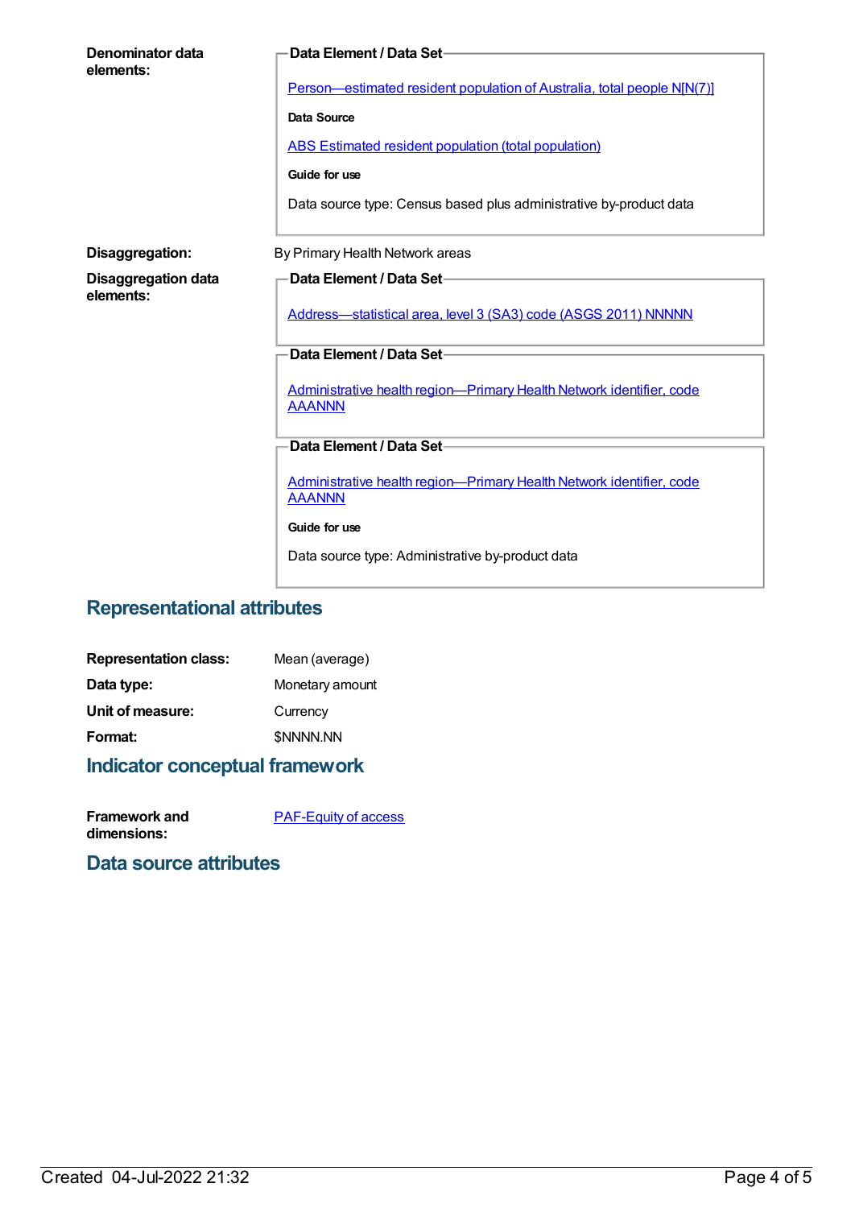**Denominator data elements:**

**Data Element / Data Set**

Person—estimated resident population of Australia, total people N[N(7)]

**Data Source**

ABS Estimated resident population (total population)

**Guide for use**

Data source type: Census based plus administrative by-product data

**Disaggregation:** By Primary Health Network areas

**Disaggregation data elements:**

**Data Element / Data Set**

Address—statistical area, level 3 (SA3) code (ASGS 2011) NNNNN

**Data Element / Data Set**

Administrative health region—Primary Health Network identifier, code AAANNN

**Data Element / Data Set**

Administrative health region—Primary Health Network identifier, code AAANNN

**Guide for use**

Data source type: Administrative by-product data

## Representational attributes

**Representation class:** Mean (average)

**Data type:** Monetary amount

**Unit of measure:** Currency

**Format:** $NNNN.NN

## Indicator conceptual framework

**Framework and dimensions:** PAF-Equity of access

## Data source attributes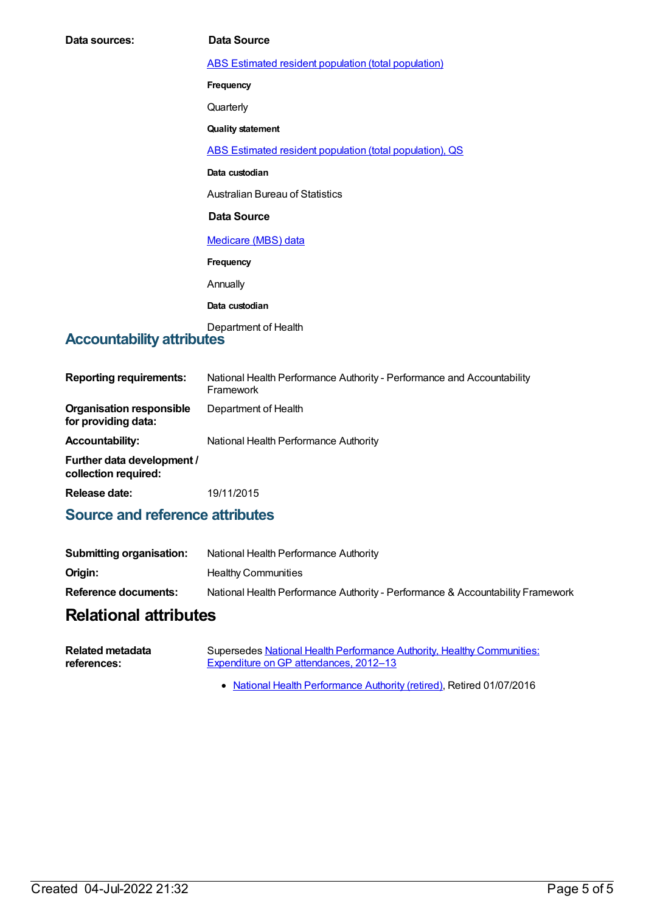**Data sources:**

**Data Source**

ABS Estimated resident population (total population)

**Frequency**

Quarterly

**Quality statement**

ABS Estimated resident population (total population), QS

**Data custodian**

Australian Bureau of Statistics

**Data Source**

Medicare (MBS) data

**Frequency**

Annually

**Data custodian**

Department of Health

## Accountability attributes

**Reporting requirements:** National Health Performance Authority - Performance and Accountability Framework

**Organisation responsible for providing data:** Department of Health

**Accountability:** National Health Performance Authority

**Further data development / collection required:**

**Release date:** 19/11/2015

## Source and reference attributes

**Submitting organisation:** National Health Performance Authority

**Origin:** Healthy Communities

**Reference documents:** National Health Performance Authority - Performance & Accountability Framework

# Relational attributes

**Related metadata references:** Supersedes National Health Performance Authority, Healthy Communities: Expenditure on GP attendances, 2012–13

- National Health Performance Authority (retired), Retired 01/07/2016